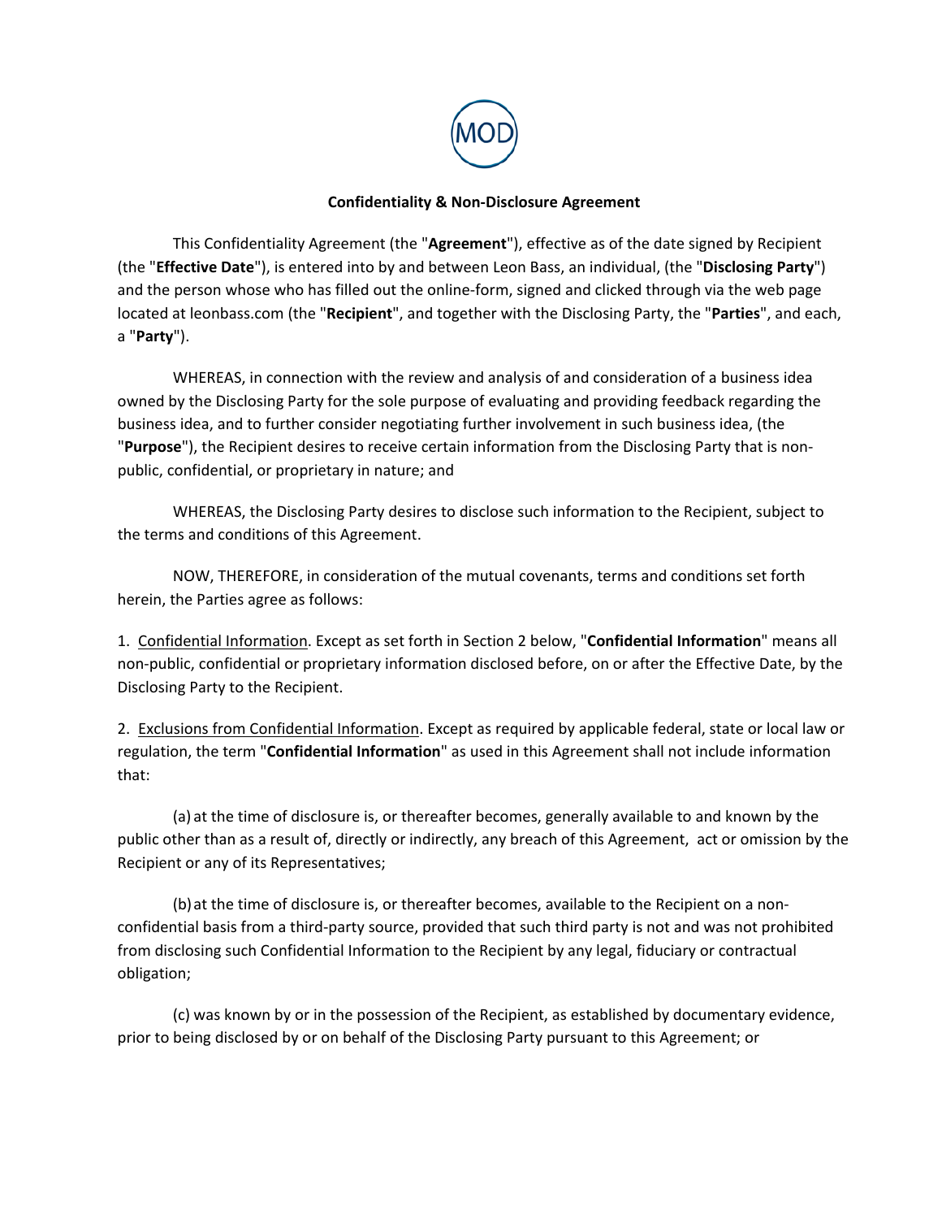MOD

**Confidentiality & Non-Disclosure Agreement**

This Confidentiality Agreement (the "**Agreement**"), effective as of the date signed by Recipient (the "**Effective Date**"), is entered into by and between Leon Bass, an individual, (the "**Disclosing Party**") and the person whose who has filled out the online-form, signed and clicked through via the web page located at leonbass.com (the "**Recipient**", and together with the Disclosing Party, the "**Parties**", and each, a "**Party**").

WHEREAS, in connection with the review and analysis of and consideration of a business idea owned by the Disclosing Party for the sole purpose of evaluating and providing feedback regarding the business idea, and to further consider negotiating further involvement in such business idea, (the "**Purpose**"), the Recipient desires to receive certain information from the Disclosing Party that is non-public, confidential, or proprietary in nature; and

WHEREAS, the Disclosing Party desires to disclose such information to the Recipient, subject to the terms and conditions of this Agreement.

NOW, THEREFORE, in consideration of the mutual covenants, terms and conditions set forth herein, the Parties agree as follows:

1. <u>Confidential Information</u>. Except as set forth in Section 2 below, "**Confidential Information**" means all non-public, confidential or proprietary information disclosed before, on or after the Effective Date, by the Disclosing Party to the Recipient.

2. <u>Exclusions from Confidential Information</u>. Except as required by applicable federal, state or local law or regulation, the term "**Confidential Information**" as used in this Agreement shall not include information that:

(a) at the time of disclosure is, or thereafter becomes, generally available to and known by the public other than as a result of, directly or indirectly, any breach of this Agreement, act or omission by the Recipient or any of its Representatives;

(b) at the time of disclosure is, or thereafter becomes, available to the Recipient on a non-confidential basis from a third-party source, provided that such third party is not and was not prohibited from disclosing such Confidential Information to the Recipient by any legal, fiduciary or contractual obligation;

(c) was known by or in the possession of the Recipient, as established by documentary evidence, prior to being disclosed by or on behalf of the Disclosing Party pursuant to this Agreement; or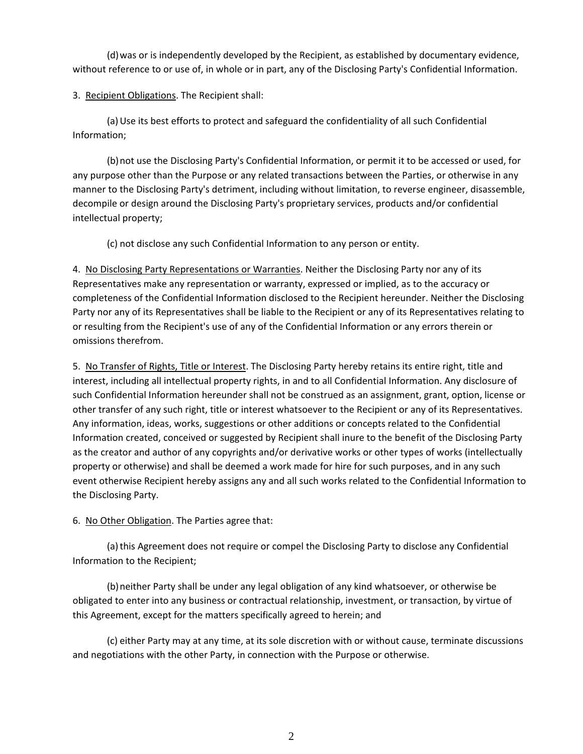(d) was or is independently developed by the Recipient, as established by documentary evidence, without reference to or use of, in whole or in part, any of the Disclosing Party's Confidential Information.

3. <u>Recipient Obligations</u>. The Recipient shall:

(a) Use its best efforts to protect and safeguard the confidentiality of all such Confidential Information;

(b) not use the Disclosing Party's Confidential Information, or permit it to be accessed or used, for any purpose other than the Purpose or any related transactions between the Parties, or otherwise in any manner to the Disclosing Party's detriment, including without limitation, to reverse engineer, disassemble, decompile or design around the Disclosing Party's proprietary services, products and/or confidential intellectual property;

(c) not disclose any such Confidential Information to any person or entity.

4. <u>No Disclosing Party Representations or Warranties</u>. Neither the Disclosing Party nor any of its Representatives make any representation or warranty, expressed or implied, as to the accuracy or completeness of the Confidential Information disclosed to the Recipient hereunder. Neither the Disclosing Party nor any of its Representatives shall be liable to the Recipient or any of its Representatives relating to or resulting from the Recipient's use of any of the Confidential Information or any errors therein or omissions therefrom.

5. <u>No Transfer of Rights, Title or Interest</u>. The Disclosing Party hereby retains its entire right, title and interest, including all intellectual property rights, in and to all Confidential Information. Any disclosure of such Confidential Information hereunder shall not be construed as an assignment, grant, option, license or other transfer of any such right, title or interest whatsoever to the Recipient or any of its Representatives. Any information, ideas, works, suggestions or other additions or concepts related to the Confidential Information created, conceived or suggested by Recipient shall inure to the benefit of the Disclosing Party as the creator and author of any copyrights and/or derivative works or other types of works (intellectually property or otherwise) and shall be deemed a work made for hire for such purposes, and in any such event otherwise Recipient hereby assigns any and all such works related to the Confidential Information to the Disclosing Party.

6. <u>No Other Obligation</u>. The Parties agree that:

(a) this Agreement does not require or compel the Disclosing Party to disclose any Confidential Information to the Recipient;

(b) neither Party shall be under any legal obligation of any kind whatsoever, or otherwise be obligated to enter into any business or contractual relationship, investment, or transaction, by virtue of this Agreement, except for the matters specifically agreed to herein; and

(c) either Party may at any time, at its sole discretion with or without cause, terminate discussions and negotiations with the other Party, in connection with the Purpose or otherwise.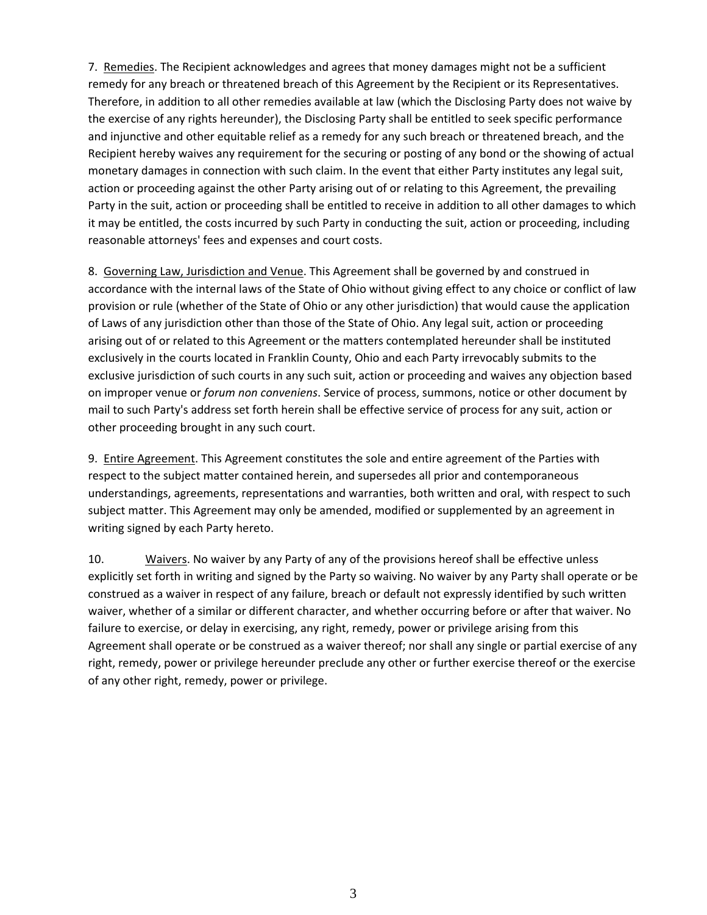7. Remedies. The Recipient acknowledges and agrees that money damages might not be a sufficient remedy for any breach or threatened breach of this Agreement by the Recipient or its Representatives. Therefore, in addition to all other remedies available at law (which the Disclosing Party does not waive by the exercise of any rights hereunder), the Disclosing Party shall be entitled to seek specific performance and injunctive and other equitable relief as a remedy for any such breach or threatened breach, and the Recipient hereby waives any requirement for the securing or posting of any bond or the showing of actual monetary damages in connection with such claim. In the event that either Party institutes any legal suit, action or proceeding against the other Party arising out of or relating to this Agreement, the prevailing Party in the suit, action or proceeding shall be entitled to receive in addition to all other damages to which it may be entitled, the costs incurred by such Party in conducting the suit, action or proceeding, including reasonable attorneys' fees and expenses and court costs.

8. Governing Law, Jurisdiction and Venue. This Agreement shall be governed by and construed in accordance with the internal laws of the State of Ohio without giving effect to any choice or conflict of law provision or rule (whether of the State of Ohio or any other jurisdiction) that would cause the application of Laws of any jurisdiction other than those of the State of Ohio. Any legal suit, action or proceeding arising out of or related to this Agreement or the matters contemplated hereunder shall be instituted exclusively in the courts located in Franklin County, Ohio and each Party irrevocably submits to the exclusive jurisdiction of such courts in any such suit, action or proceeding and waives any objection based on improper venue or *forum non conveniens*. Service of process, summons, notice or other document by mail to such Party's address set forth herein shall be effective service of process for any suit, action or other proceeding brought in any such court.

9. Entire Agreement. This Agreement constitutes the sole and entire agreement of the Parties with respect to the subject matter contained herein, and supersedes all prior and contemporaneous understandings, agreements, representations and warranties, both written and oral, with respect to such subject matter. This Agreement may only be amended, modified or supplemented by an agreement in writing signed by each Party hereto.

10. Waivers. No waiver by any Party of any of the provisions hereof shall be effective unless explicitly set forth in writing and signed by the Party so waiving. No waiver by any Party shall operate or be construed as a waiver in respect of any failure, breach or default not expressly identified by such written waiver, whether of a similar or different character, and whether occurring before or after that waiver. No failure to exercise, or delay in exercising, any right, remedy, power or privilege arising from this Agreement shall operate or be construed as a waiver thereof; nor shall any single or partial exercise of any right, remedy, power or privilege hereunder preclude any other or further exercise thereof or the exercise of any other right, remedy, power or privilege.